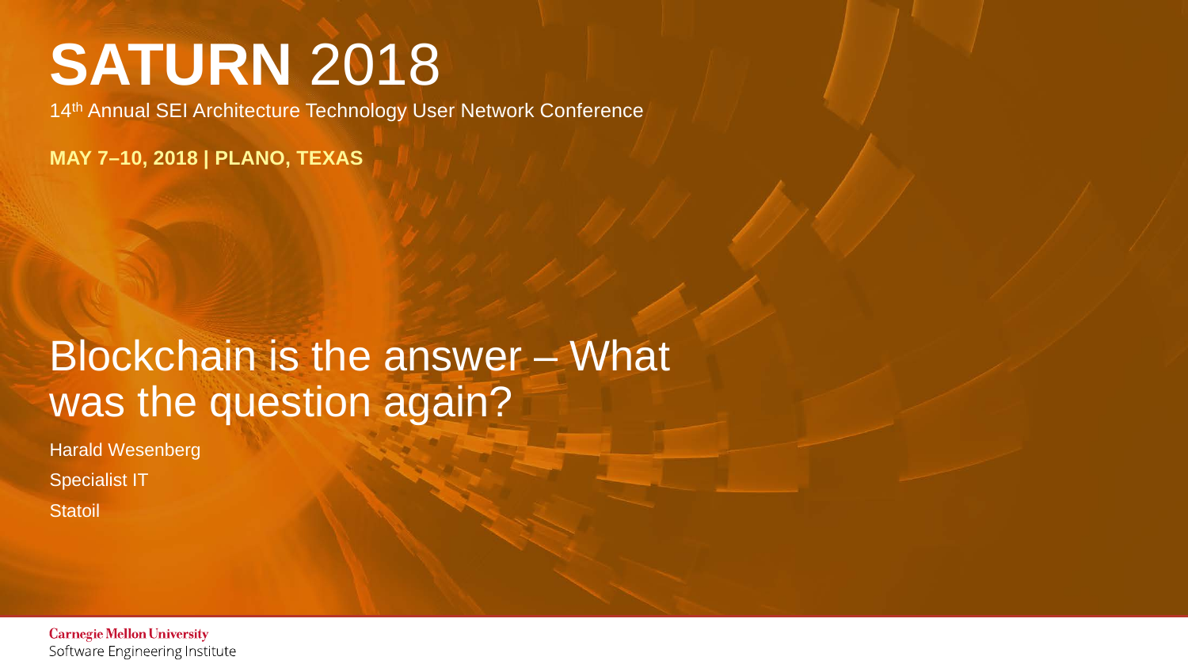# **SATURN** 2018

14th Annual SEI Architecture Technology User Network Conference

**MAY 7–10, 2018 | PLANO, TEXAS**

## Blockchain is the answer – What was the question again?

Harald Wesenberg

Specialist IT

Statoil

Carnegie Mellon University
Software Engineering Institute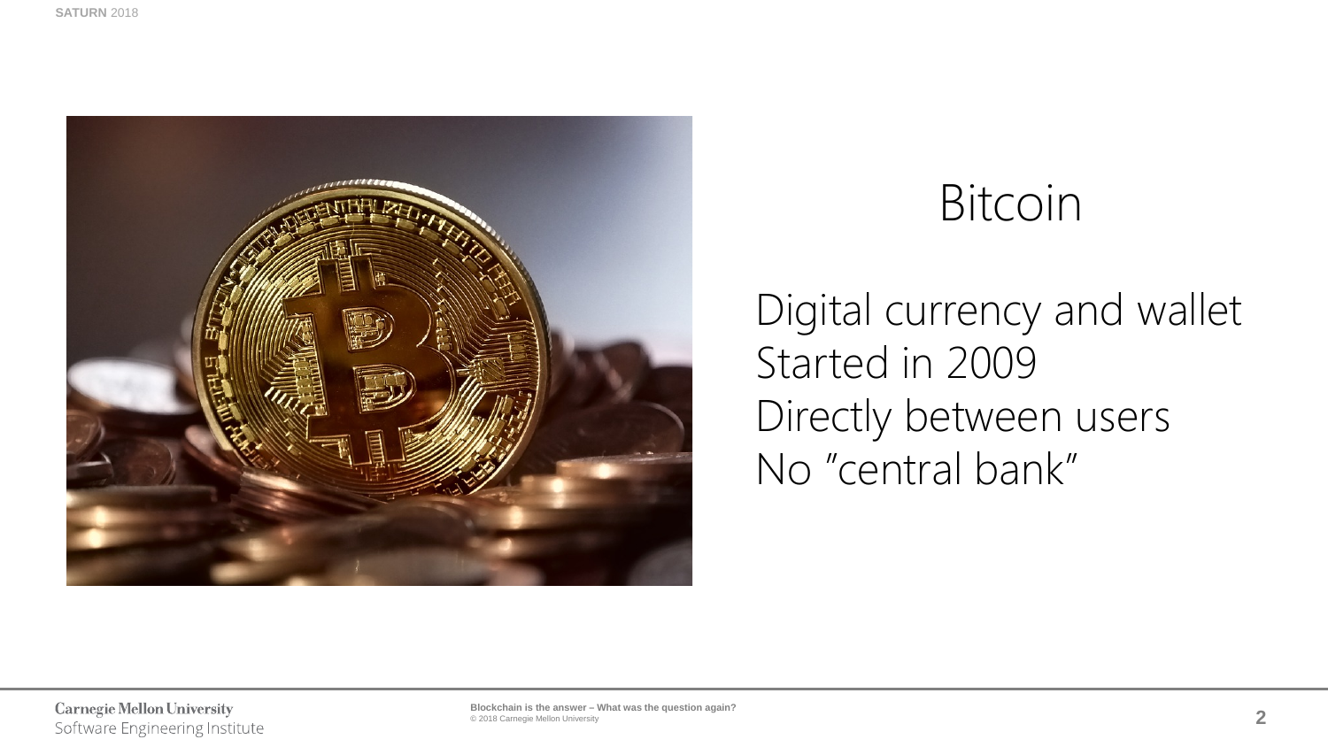# Bitcoin

Digital currency and wallet
Started in 2009
Directly between users
No "central bank"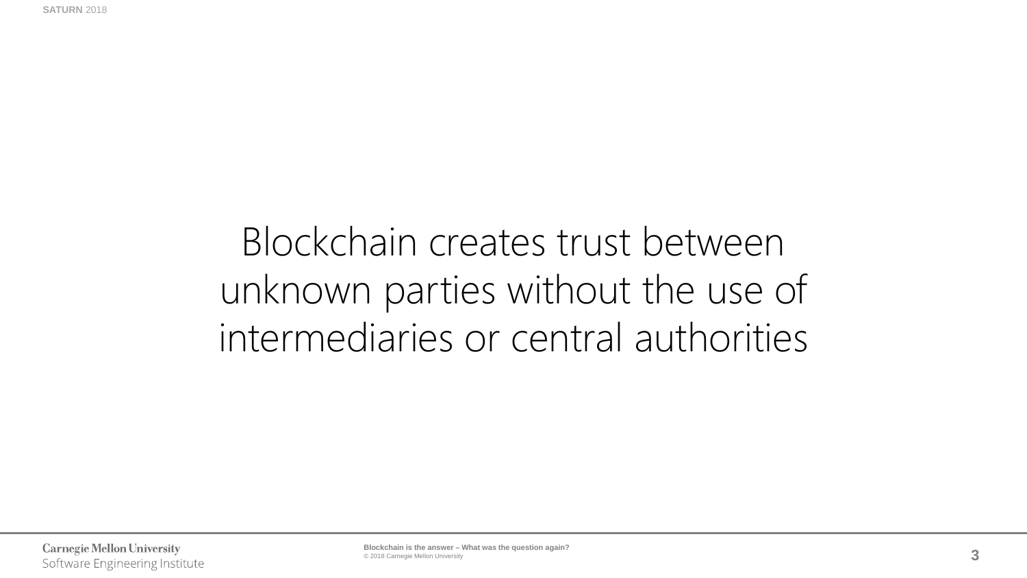Blockchain creates trust between unknown parties without the use of intermediaries or central authorities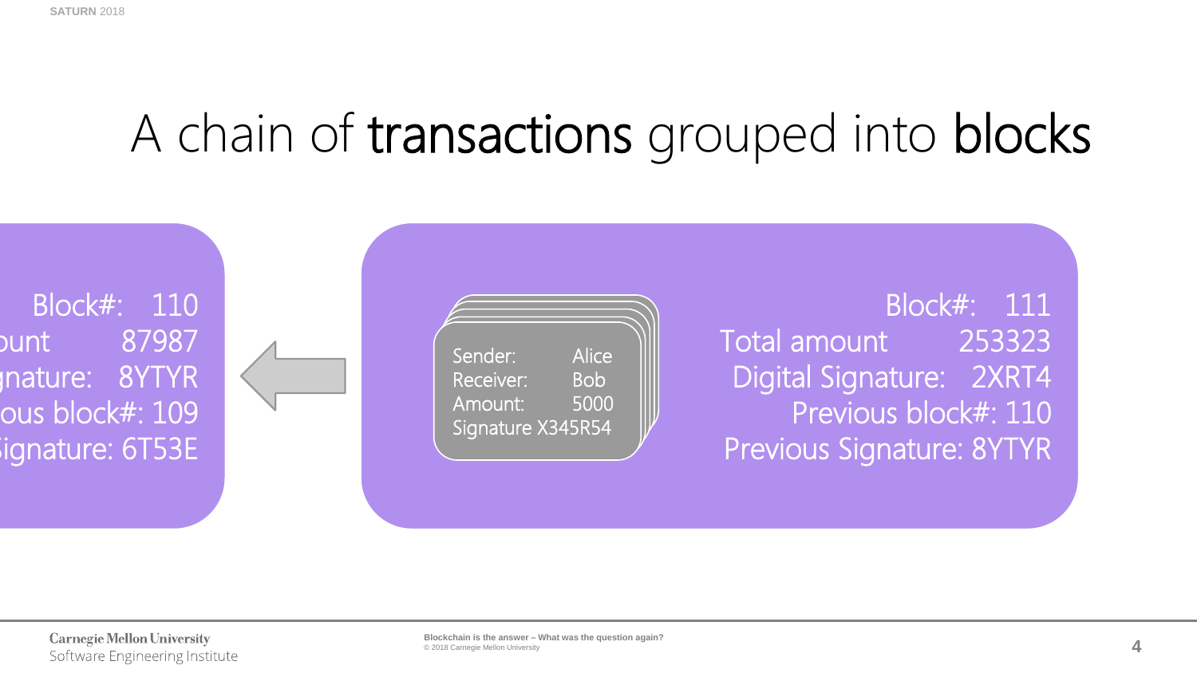# A chain of **transactions** grouped into **blocks**

Block#: 110
ount 87987
gnature: 8YTYR
ous block#: 109
Signature: 6T53E

Sender: Alice
Receiver: Bob
Amount: 5000
Signature X345R54

Block#: 111
Total amount 253323
Digital Signature: 2XRT4
Previous block#: 110
Previous Signature: 8YTYR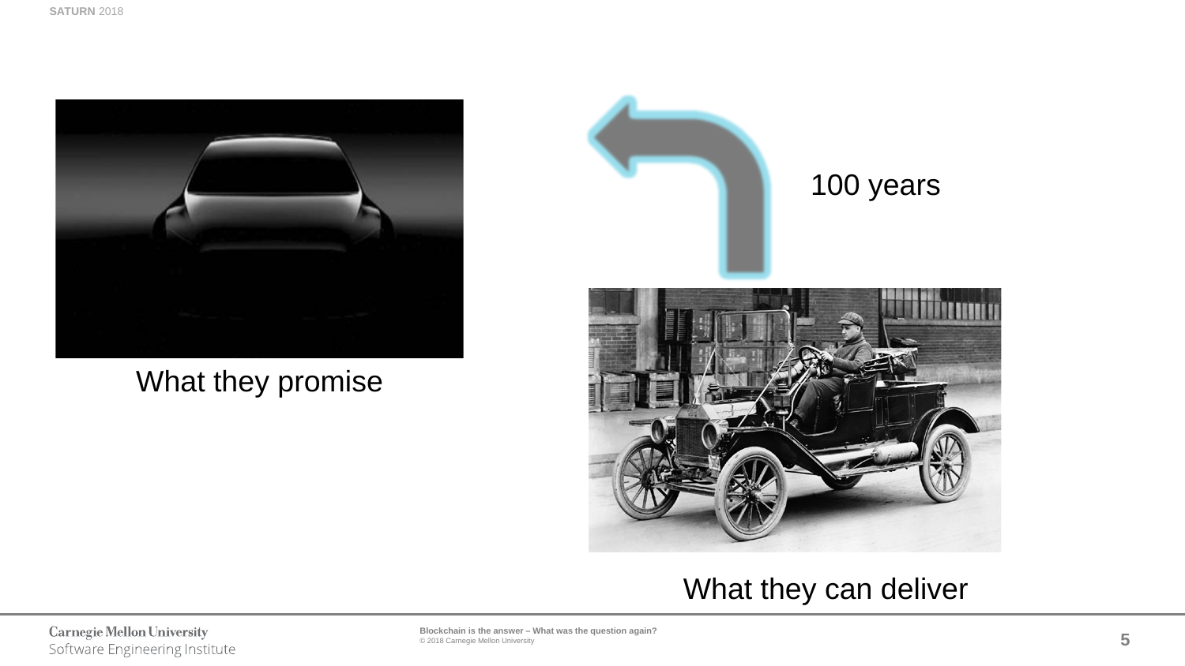What they promise

100 years

What they can deliver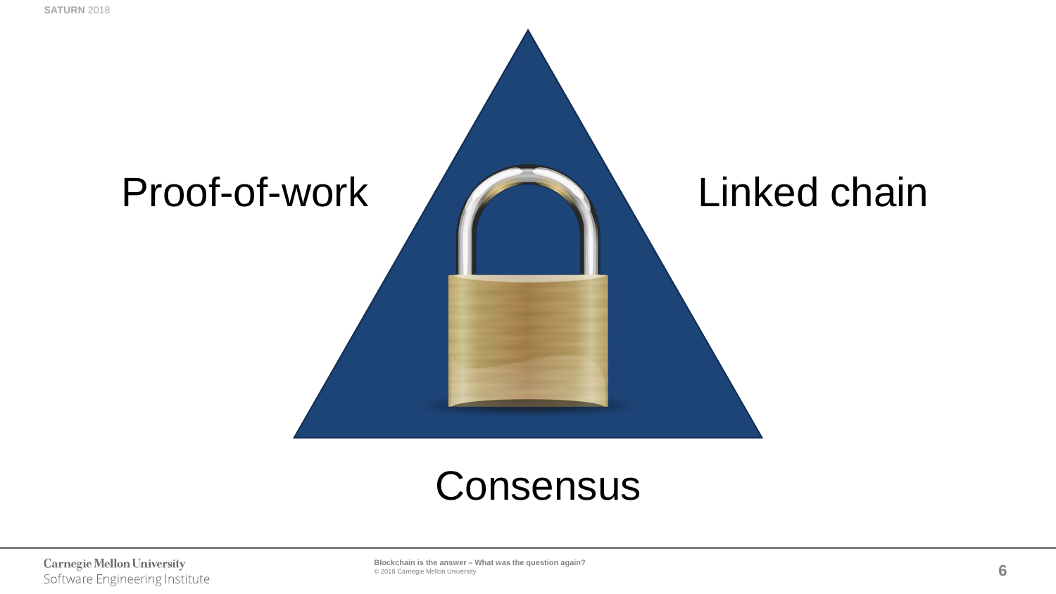Proof-of-work

Linked chain

Consensus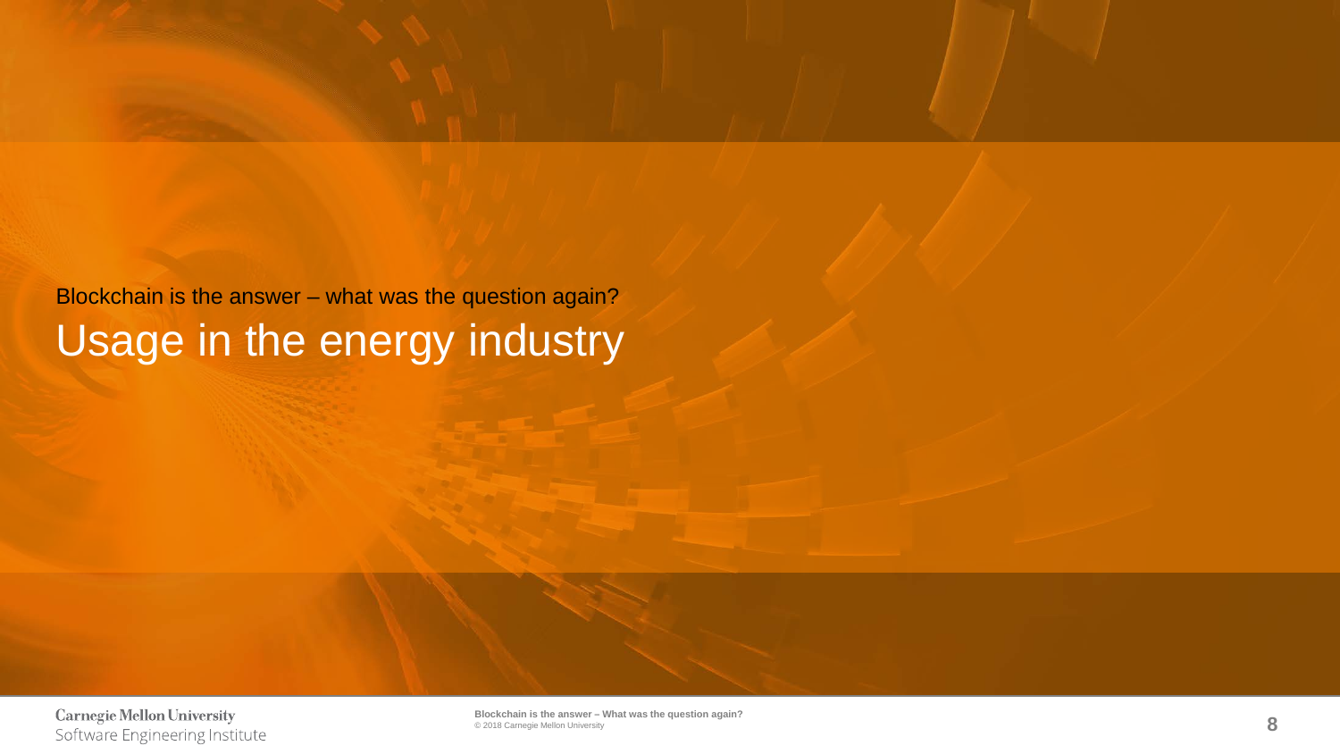Blockchain is the answer – what was the question again?

# Usage in the energy industry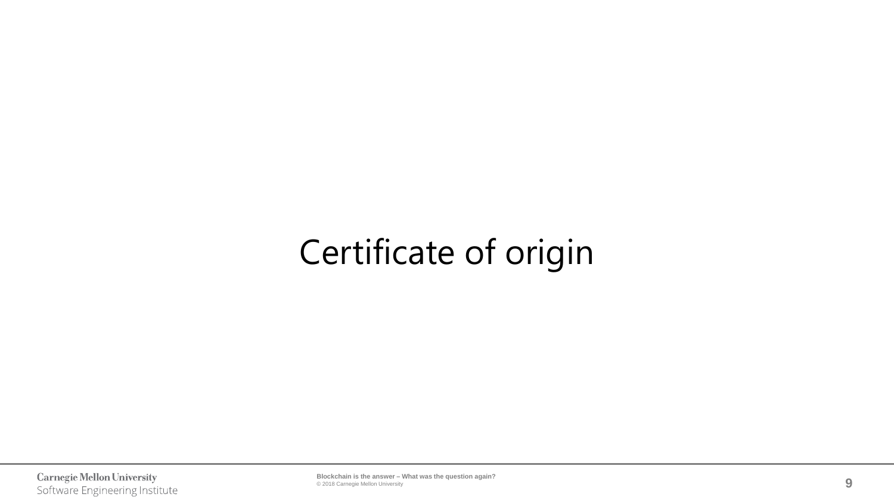# Certificate of origin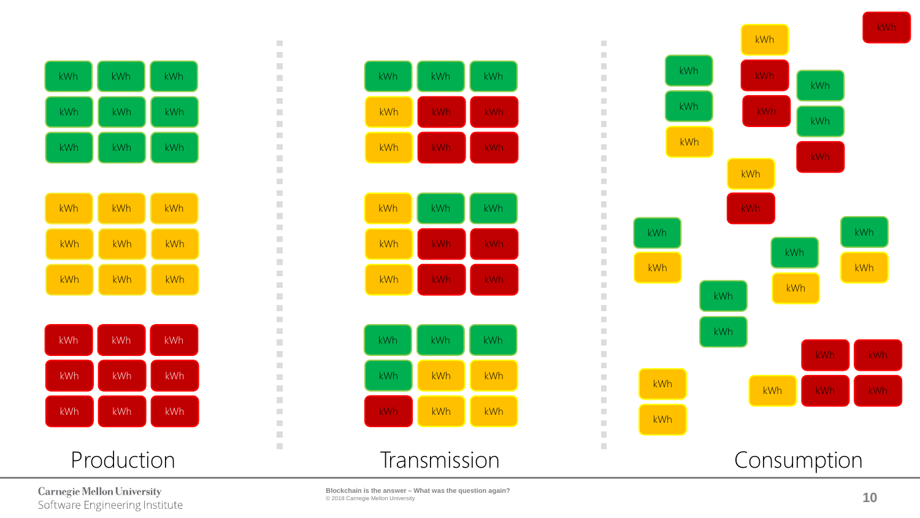| Production | Transmission | Consumption |
| --- | --- | --- |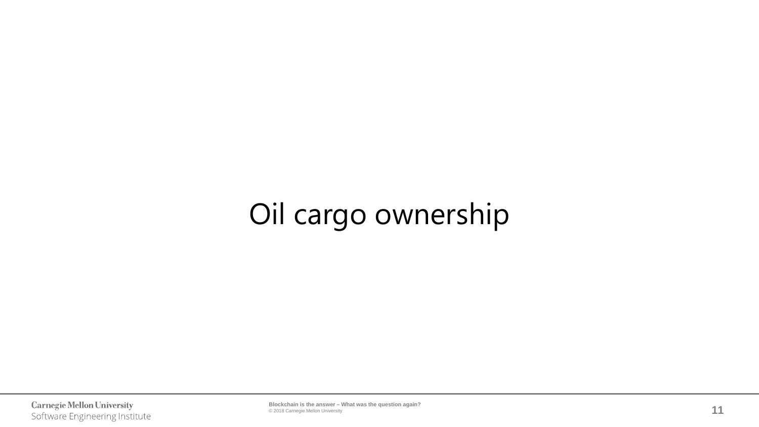# Oil cargo ownership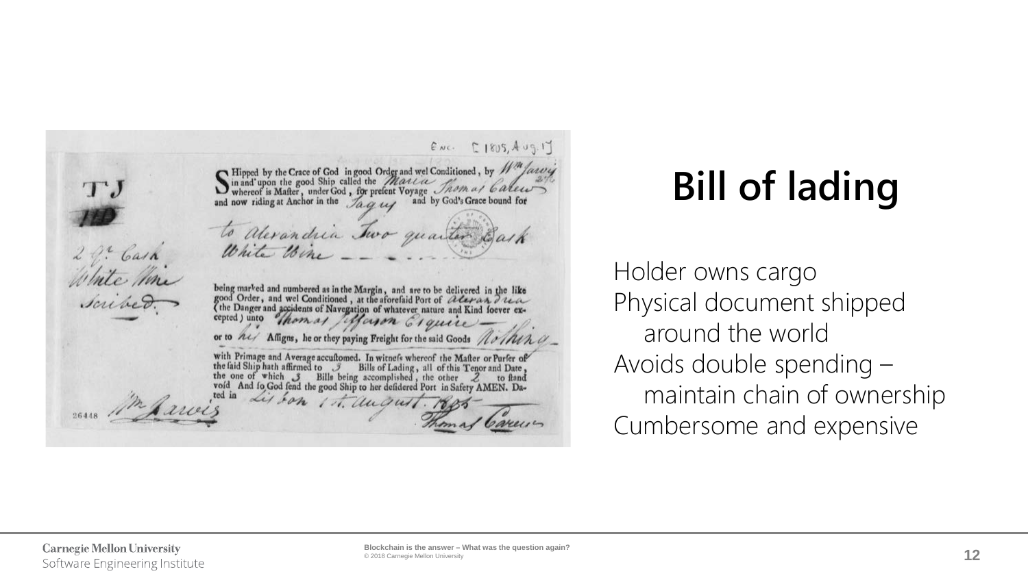# Bill of lading

Holder owns cargo
Physical document shipped around the world
Avoids double spending – maintain chain of ownership
Cumbersome and expensive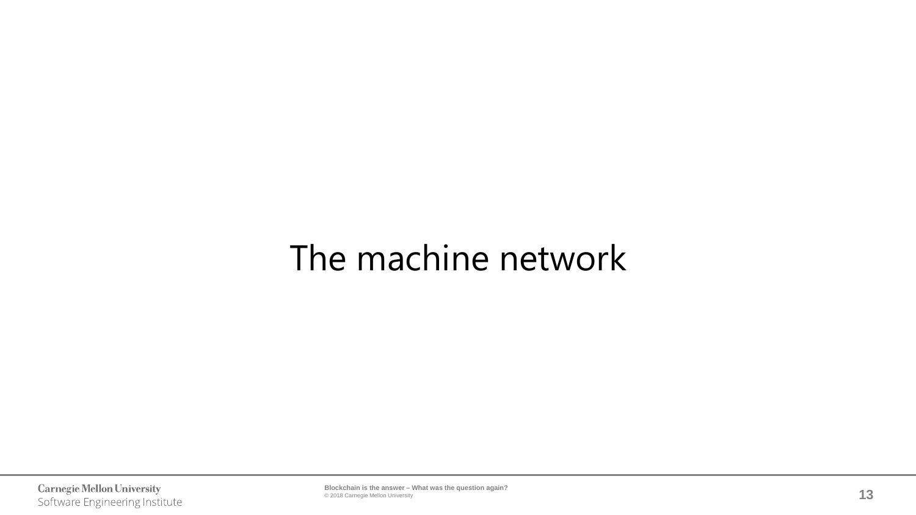# The machine network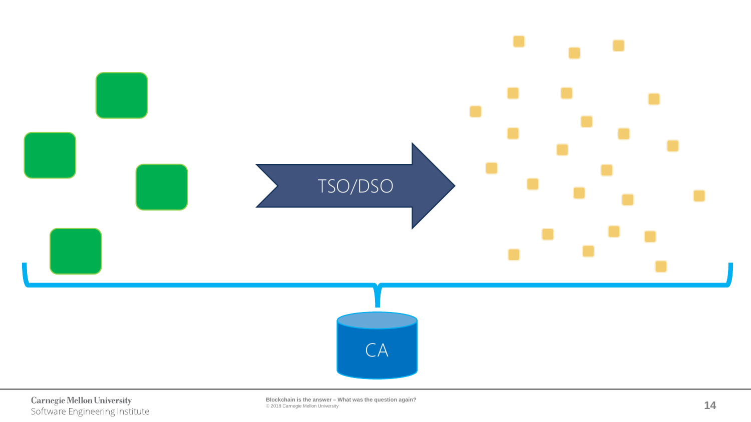TSO/DSO

CA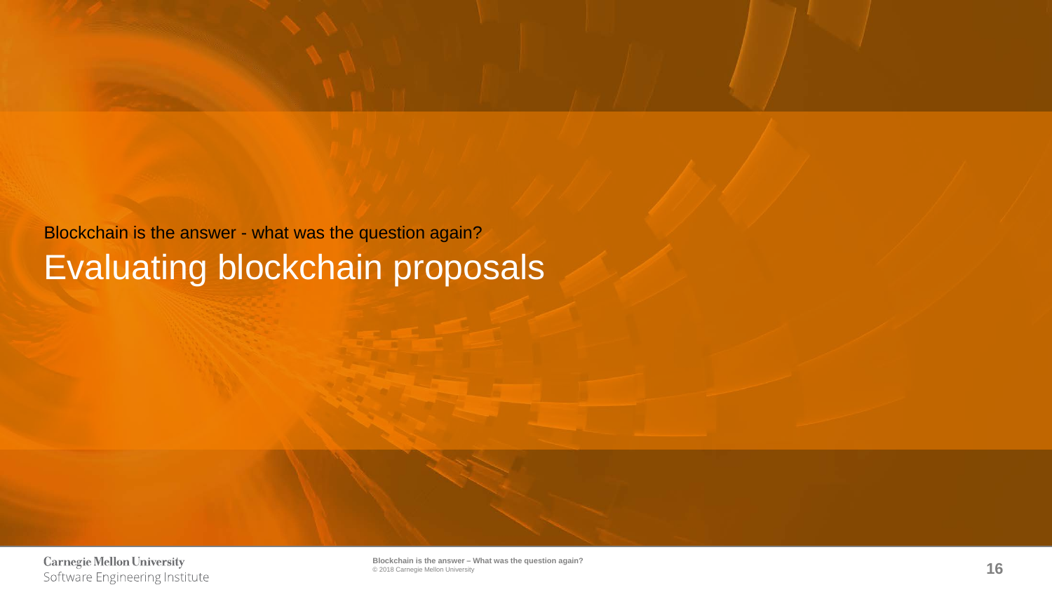Blockchain is the answer - what was the question again?

# Evaluating blockchain proposals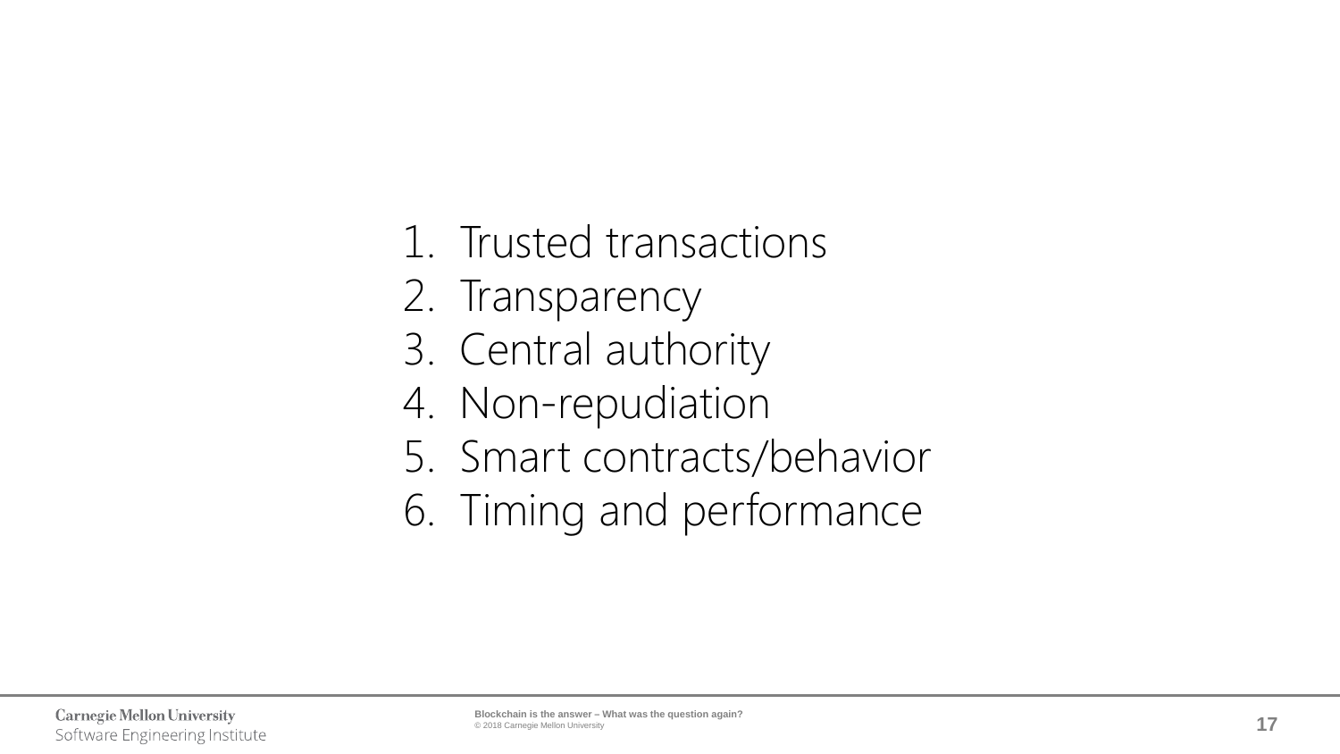1. Trusted transactions
2. Transparency
3. Central authority
4. Non-repudiation
5. Smart contracts/behavior
6. Timing and performance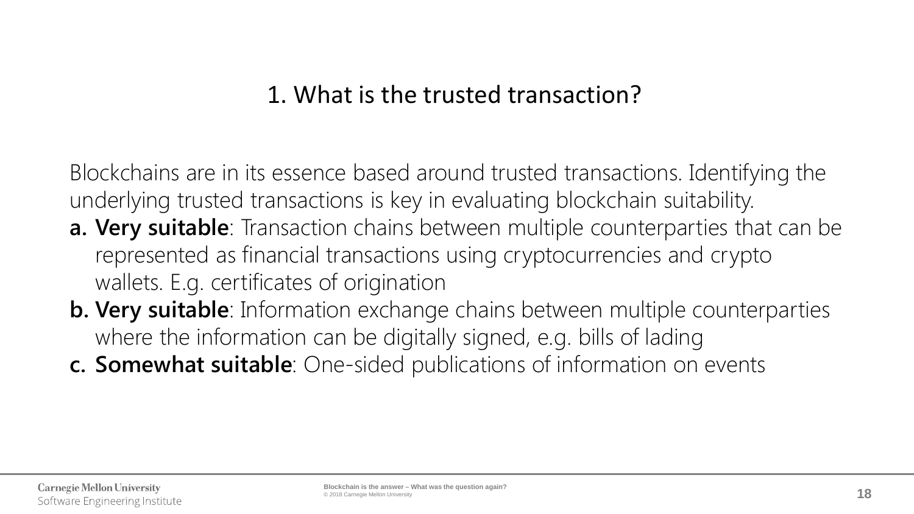## 1. What is the trusted transaction?

Blockchains are in its essence based around trusted transactions. Identifying the underlying trusted transactions is key in evaluating blockchain suitability.

a. **Very suitable**: Transaction chains between multiple counterparties that can be represented as financial transactions using cryptocurrencies and crypto wallets. E.g. certificates of origination

b. **Very suitable**: Information exchange chains between multiple counterparties where the information can be digitally signed, e.g. bills of lading

c. **Somewhat suitable**: One-sided publications of information on events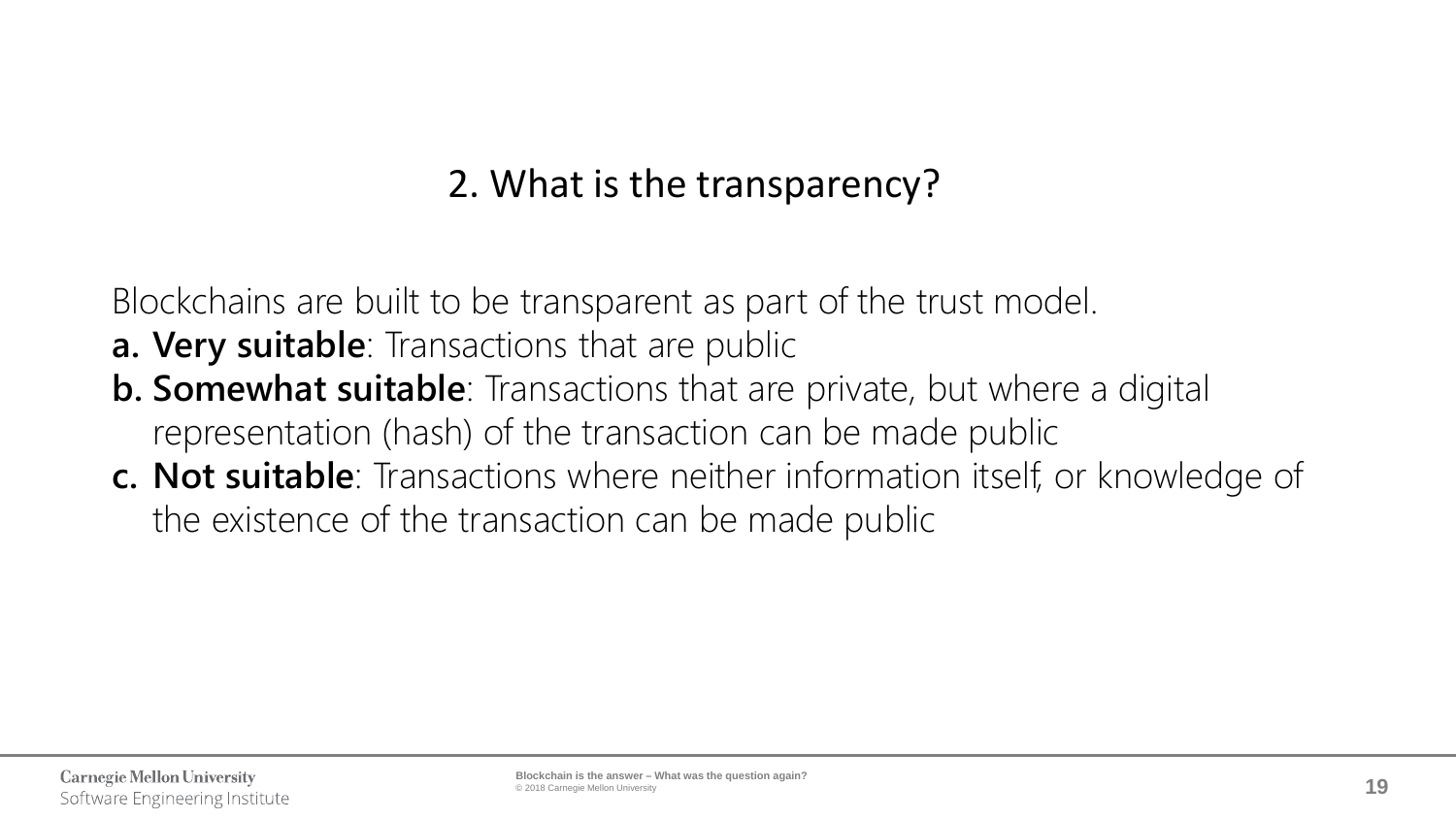## 2. What is the transparency?

Blockchains are built to be transparent as part of the trust model.

a. **Very suitable**: Transactions that are public

b. **Somewhat suitable**: Transactions that are private, but where a digital representation (hash) of the transaction can be made public

c. **Not suitable**: Transactions where neither information itself, or knowledge of the existence of the transaction can be made public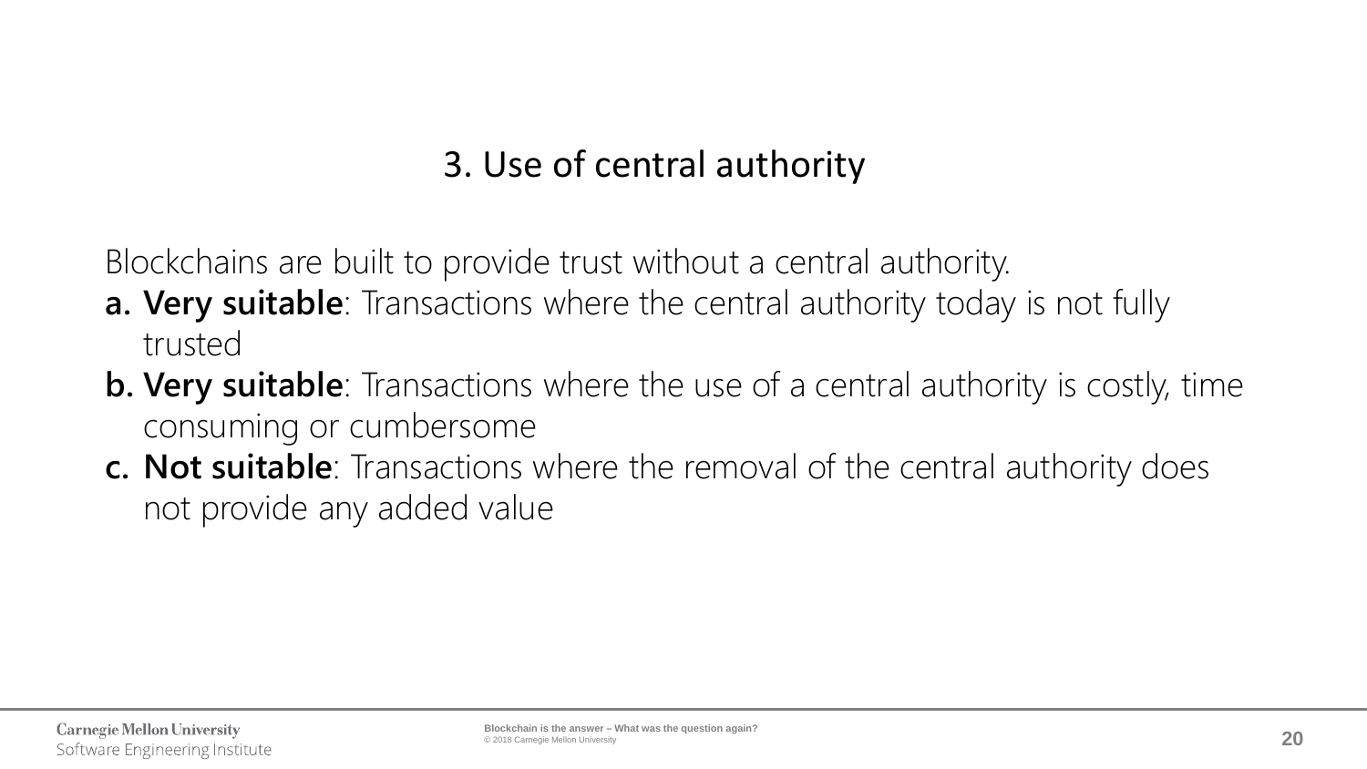## 3. Use of central authority

Blockchains are built to provide trust without a central authority.

a. **Very suitable**: Transactions where the central authority today is not fully trusted
b. **Very suitable**: Transactions where the use of a central authority is costly, time consuming or cumbersome
c. **Not suitable**: Transactions where the removal of the central authority does not provide any added value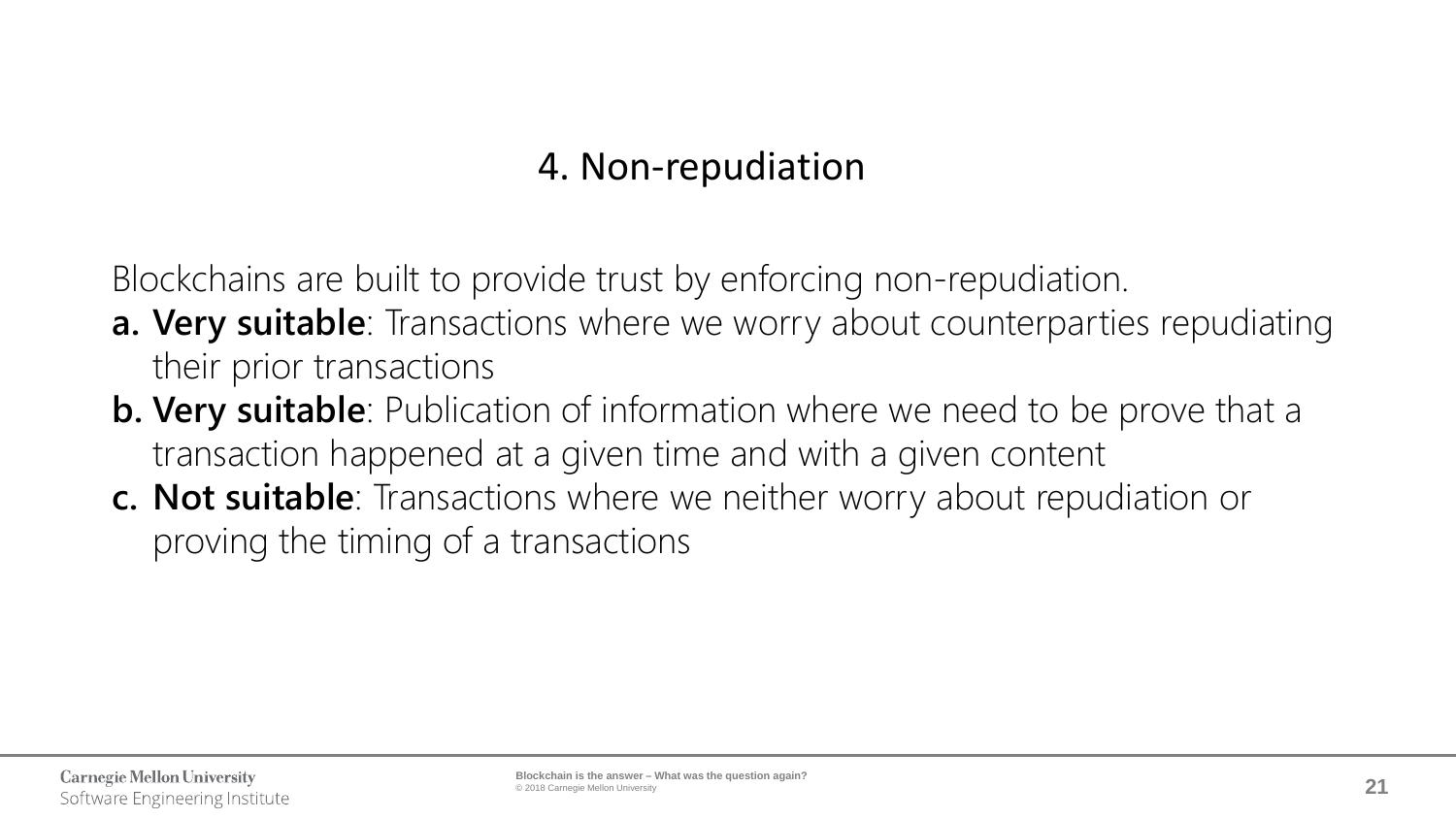# 4. Non-repudiation

Blockchains are built to provide trust by enforcing non-repudiation.

a. **Very suitable**: Transactions where we worry about counterparties repudiating their prior transactions
b. **Very suitable**: Publication of information where we need to be prove that a transaction happened at a given time and with a given content
c. **Not suitable**: Transactions where we neither worry about repudiation or proving the timing of a transactions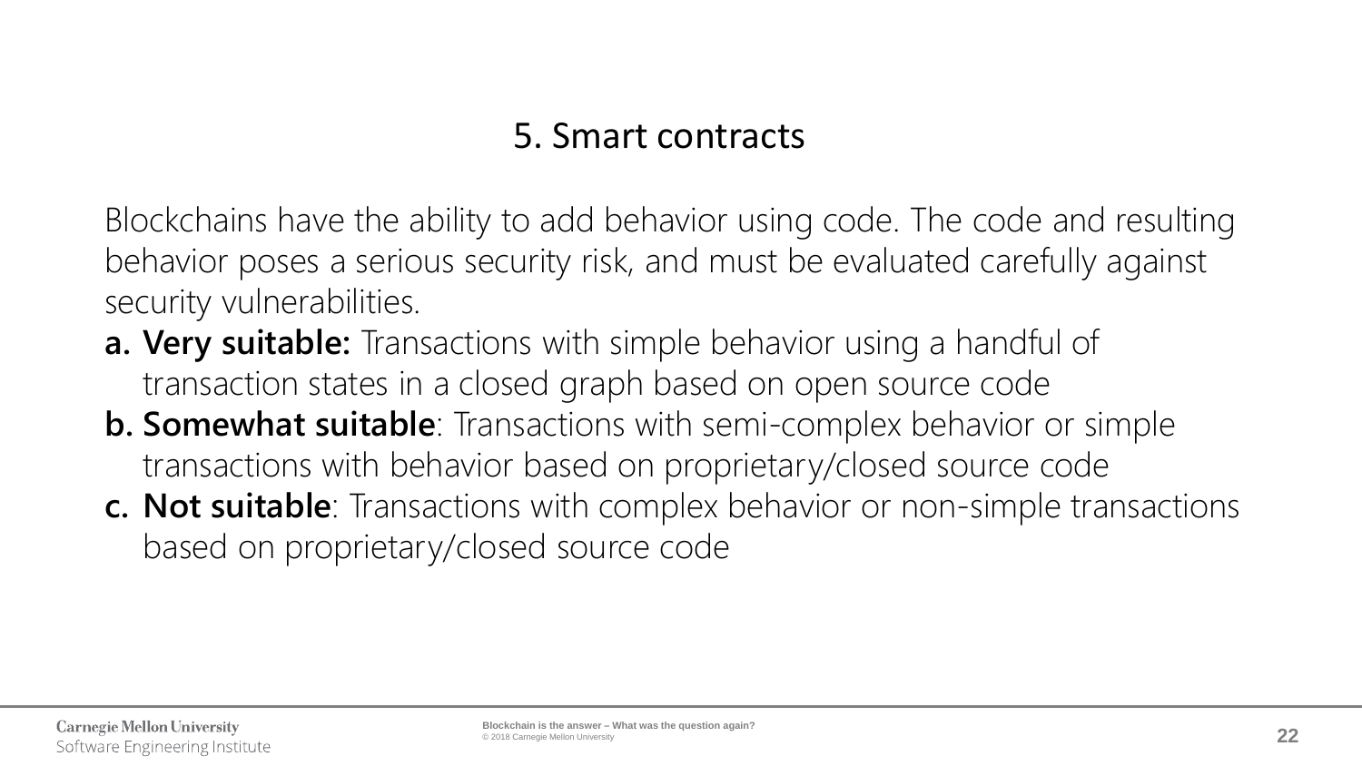## 5. Smart contracts

Blockchains have the ability to add behavior using code. The code and resulting behavior poses a serious security risk, and must be evaluated carefully against security vulnerabilities.

a. **Very suitable:** Transactions with simple behavior using a handful of transaction states in a closed graph based on open source code
b. **Somewhat suitable**: Transactions with semi-complex behavior or simple transactions with behavior based on proprietary/closed source code
c. **Not suitable**: Transactions with complex behavior or non-simple transactions based on proprietary/closed source code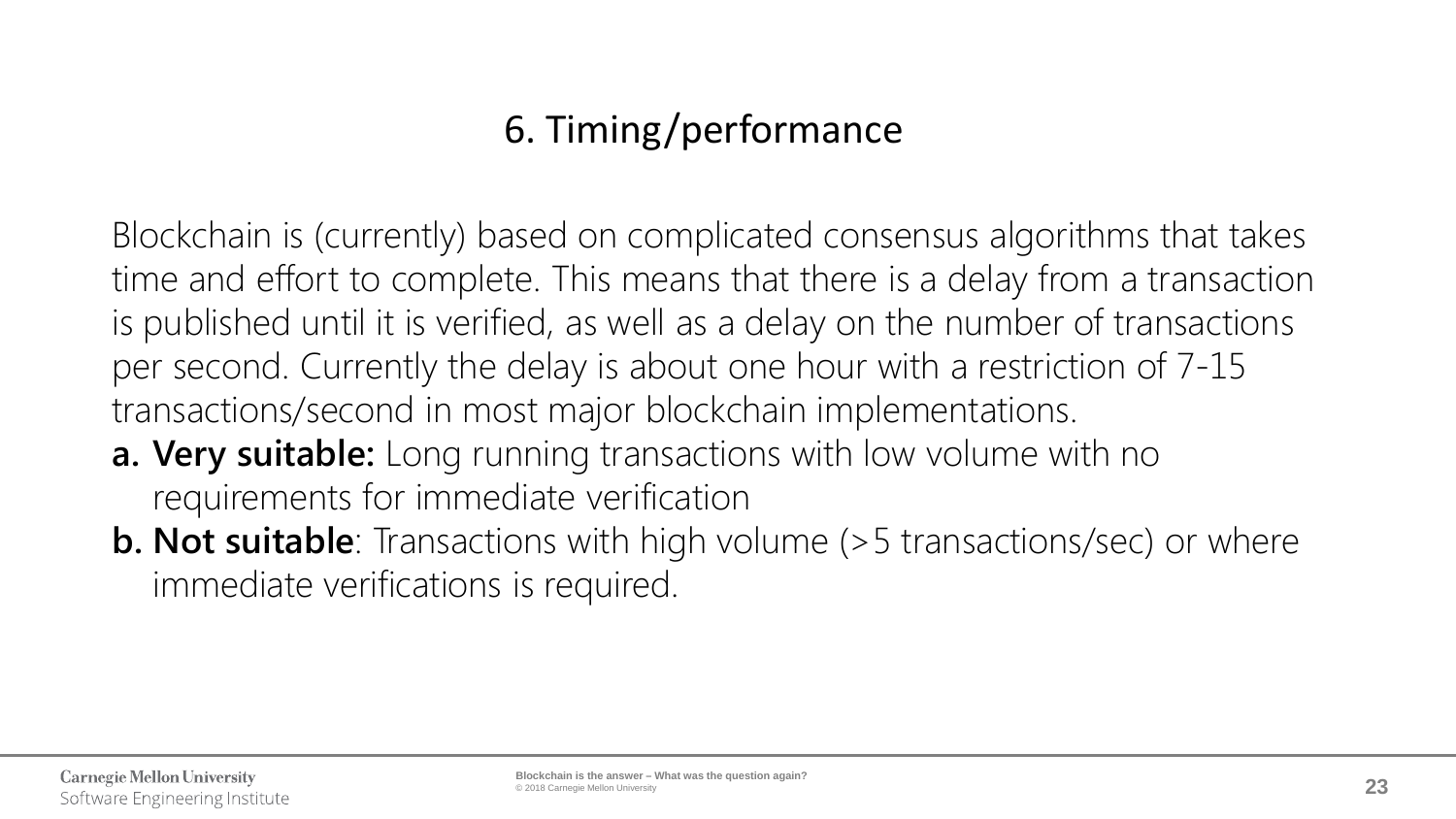# 6. Timing/performance

Blockchain is (currently) based on complicated consensus algorithms that takes time and effort to complete. This means that there is a delay from a transaction is published until it is verified, as well as a delay on the number of transactions per second. Currently the delay is about one hour with a restriction of 7-15 transactions/second in most major blockchain implementations.

a. **Very suitable:** Long running transactions with low volume with no requirements for immediate verification
b. **Not suitable**: Transactions with high volume (>5 transactions/sec) or where immediate verifications is required.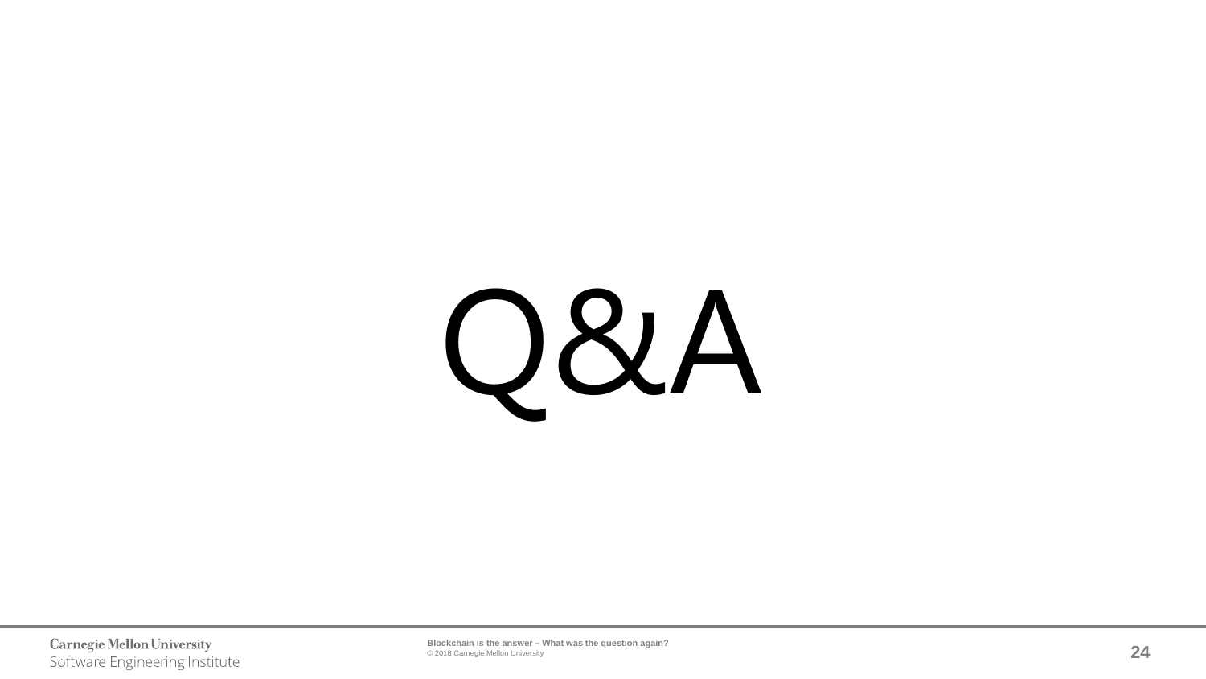# Q&A